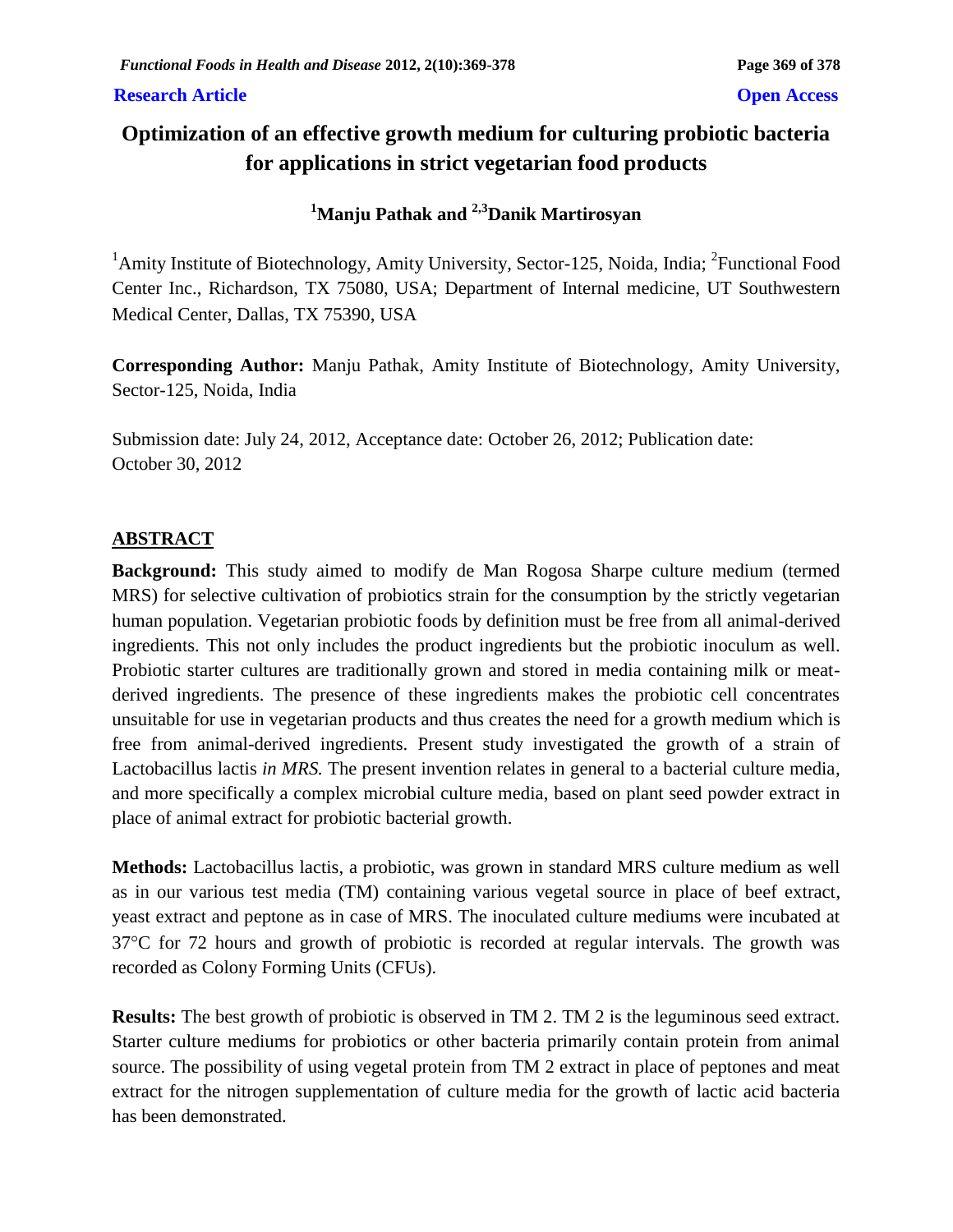**Research Article** **Open Access**

# Optimization of an effective growth medium for culturing probiotic bacteria for applications in strict vegetarian food products

**[1]Manju Pathak and [2,3]Danik Martirosyan**

[1]Amity Institute of Biotechnology, Amity University, Sector-125, Noida, India; [2]Functional Food Center Inc., Richardson, TX 75080, USA; Department of Internal medicine, UT Southwestern Medical Center, Dallas, TX 75390, USA

**Corresponding Author:** Manju Pathak, Amity Institute of Biotechnology, Amity University, Sector-125, Noida, India

Submission date: July 24, 2012, Acceptance date: October 26, 2012; Publication date: October 30, 2012

## ABSTRACT

**Background:** This study aimed to modify de Man Rogosa Sharpe culture medium (termed MRS) for selective cultivation of probiotics strain for the consumption by the strictly vegetarian human population. Vegetarian probiotic foods by definition must be free from all animal-derived ingredients. This not only includes the product ingredients but the probiotic inoculum as well. Probiotic starter cultures are traditionally grown and stored in media containing milk or meat-derived ingredients. The presence of these ingredients makes the probiotic cell concentrates unsuitable for use in vegetarian products and thus creates the need for a growth medium which is free from animal-derived ingredients. Present study investigated the growth of a strain of Lactobacillus lactis *in MRS.* The present invention relates in general to a bacterial culture media, and more specifically a complex microbial culture media, based on plant seed powder extract in place of animal extract for probiotic bacterial growth.

**Methods:** Lactobacillus lactis, a probiotic, was grown in standard MRS culture medium as well as in our various test media (TM) containing various vegetal source in place of beef extract, yeast extract and peptone as in case of MRS. The inoculated culture mediums were incubated at 37°C for 72 hours and growth of probiotic is recorded at regular intervals. The growth was recorded as Colony Forming Units (CFUs).

**Results:** The best growth of probiotic is observed in TM 2. TM 2 is the leguminous seed extract. Starter culture mediums for probiotics or other bacteria primarily contain protein from animal source. The possibility of using vegetal protein from TM 2 extract in place of peptones and meat extract for the nitrogen supplementation of culture media for the growth of lactic acid bacteria has been demonstrated.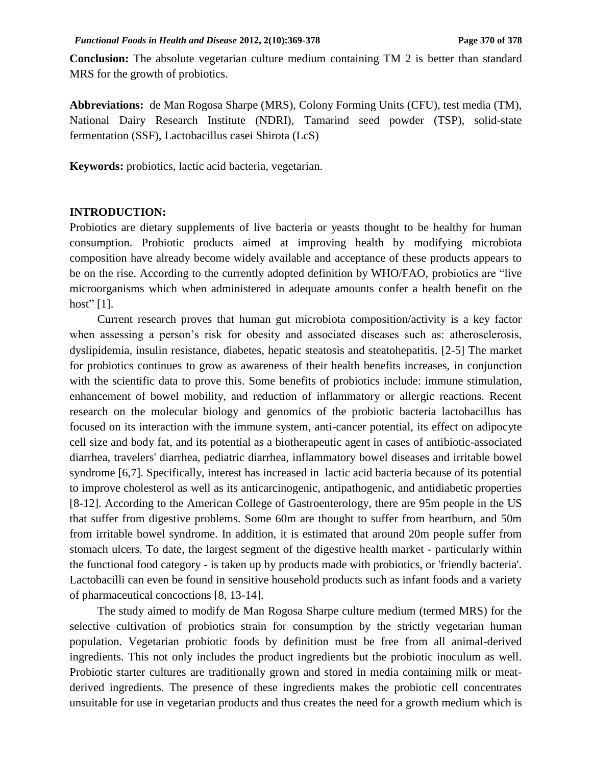**Conclusion:** The absolute vegetarian culture medium containing TM 2 is better than standard MRS for the growth of probiotics.

**Abbreviations:** de Man Rogosa Sharpe (MRS), Colony Forming Units (CFU), test media (TM), National Dairy Research Institute (NDRI), Tamarind seed powder (TSP), solid-state fermentation (SSF), Lactobacillus casei Shirota (LcS)

**Keywords:** probiotics, lactic acid bacteria, vegetarian.

## INTRODUCTION:

Probiotics are dietary supplements of live bacteria or yeasts thought to be healthy for human consumption. Probiotic products aimed at improving health by modifying microbiota composition have already become widely available and acceptance of these products appears to be on the rise. According to the currently adopted definition by WHO/FAO, probiotics are "live microorganisms which when administered in adequate amounts confer a health benefit on the host" [1].

Current research proves that human gut microbiota composition/activity is a key factor when assessing a person's risk for obesity and associated diseases such as: atherosclerosis, dyslipidemia, insulin resistance, diabetes, hepatic steatosis and steatohepatitis. [2-5] The market for probiotics continues to grow as awareness of their health benefits increases, in conjunction with the scientific data to prove this. Some benefits of probiotics include: immune stimulation, enhancement of bowel mobility, and reduction of inflammatory or allergic reactions. Recent research on the molecular biology and genomics of the probiotic bacteria lactobacillus has focused on its interaction with the immune system, anti-cancer potential, its effect on adipocyte cell size and body fat, and its potential as a biotherapeutic agent in cases of antibiotic-associated diarrhea, travelers' diarrhea, pediatric diarrhea, inflammatory bowel diseases and irritable bowel syndrome [6,7]. Specifically, interest has increased in lactic acid bacteria because of its potential to improve cholesterol as well as its anticarcinogenic, antipathogenic, and antidiabetic properties [8-12]. According to the American College of Gastroenterology, there are 95m people in the US that suffer from digestive problems. Some 60m are thought to suffer from heartburn, and 50m from irritable bowel syndrome. In addition, it is estimated that around 20m people suffer from stomach ulcers. To date, the largest segment of the digestive health market - particularly within the functional food category - is taken up by products made with probiotics, or 'friendly bacteria'. Lactobacilli can even be found in sensitive household products such as infant foods and a variety of pharmaceutical concoctions [8, 13-14].

The study aimed to modify de Man Rogosa Sharpe culture medium (termed MRS) for the selective cultivation of probiotics strain for consumption by the strictly vegetarian human population. Vegetarian probiotic foods by definition must be free from all animal-derived ingredients. This not only includes the product ingredients but the probiotic inoculum as well. Probiotic starter cultures are traditionally grown and stored in media containing milk or meat-derived ingredients. The presence of these ingredients makes the probiotic cell concentrates unsuitable for use in vegetarian products and thus creates the need for a growth medium which is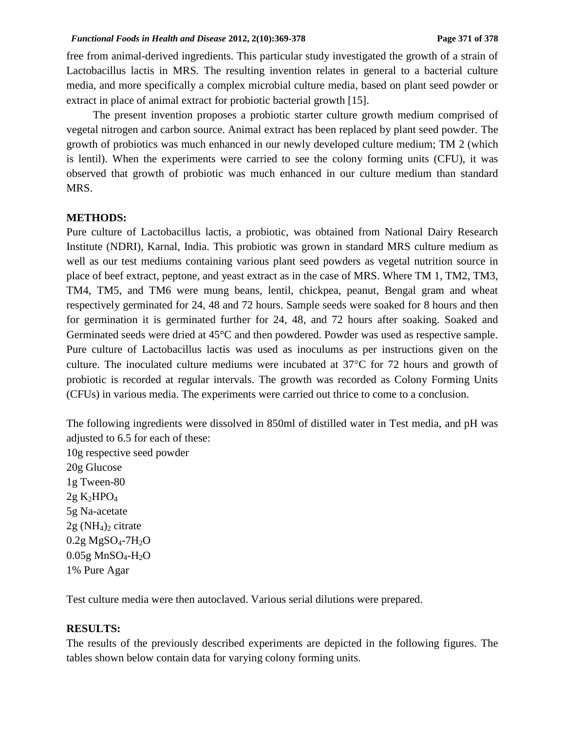free from animal-derived ingredients. This particular study investigated the growth of a strain of Lactobacillus lactis in MRS. The resulting invention relates in general to a bacterial culture media, and more specifically a complex microbial culture media, based on plant seed powder or extract in place of animal extract for probiotic bacterial growth [15].

The present invention proposes a probiotic starter culture growth medium comprised of vegetal nitrogen and carbon source. Animal extract has been replaced by plant seed powder. The growth of probiotics was much enhanced in our newly developed culture medium; TM 2 (which is lentil). When the experiments were carried to see the colony forming units (CFU), it was observed that growth of probiotic was much enhanced in our culture medium than standard MRS.

## METHODS:

Pure culture of Lactobacillus lactis, a probiotic, was obtained from National Dairy Research Institute (NDRI), Karnal, India. This probiotic was grown in standard MRS culture medium as well as our test mediums containing various plant seed powders as vegetal nutrition source in place of beef extract, peptone, and yeast extract as in the case of MRS. Where TM 1, TM2, TM3, TM4, TM5, and TM6 were mung beans, lentil, chickpea, peanut, Bengal gram and wheat respectively germinated for 24, 48 and 72 hours. Sample seeds were soaked for 8 hours and then for germination it is germinated further for 24, 48, and 72 hours after soaking. Soaked and Germinated seeds were dried at 45°C and then powdered. Powder was used as respective sample. Pure culture of Lactobacillus lactis was used as inoculums as per instructions given on the culture. The inoculated culture mediums were incubated at 37°C for 72 hours and growth of probiotic is recorded at regular intervals. The growth was recorded as Colony Forming Units (CFUs) in various media. The experiments were carried out thrice to come to a conclusion.

The following ingredients were dissolved in 850ml of distilled water in Test media, and pH was adjusted to 6.5 for each of these:

10g respective seed powder
20g Glucose
1g Tween-80
2g $K_2HPO_4$
5g Na-acetate
2g $(NH_4)_2$ citrate
0.2g $MgSO_4$-$7H_2O$
0.05g $MnSO_4$-$H_2O$
1% Pure Agar

Test culture media were then autoclaved. Various serial dilutions were prepared.

## RESULTS:

The results of the previously described experiments are depicted in the following figures. The tables shown below contain data for varying colony forming units.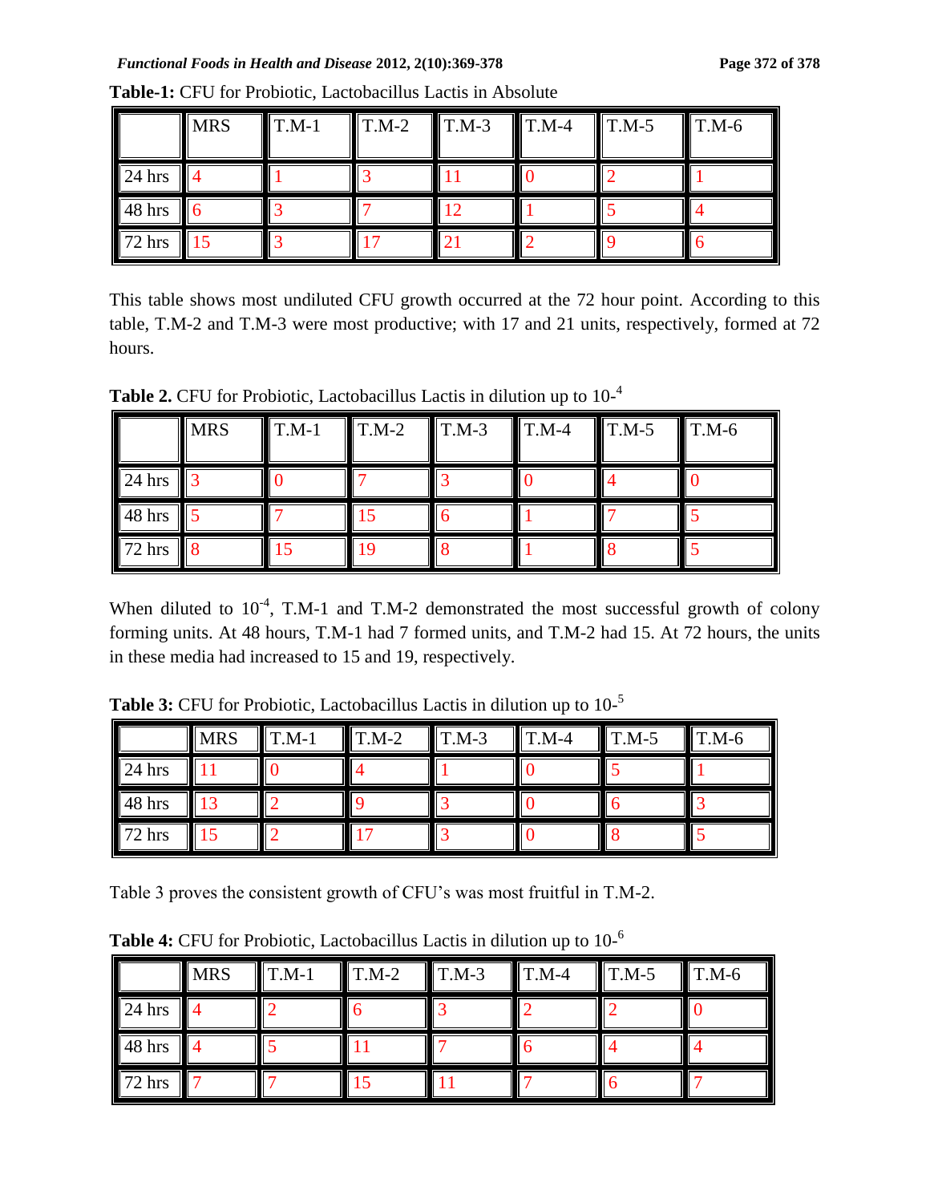**Table-1:** CFU for Probiotic, Lactobacillus Lactis in Absolute

| | MRS | T.M-1 | T.M-2 | T.M-3 | T.M-4 | T.M-5 | T.M-6 |
|---|---|---|---|---|---|---|---|
| 24 hrs | 4 | 1 | 3 | 11 | 0 | 2 | 1 |
| 48 hrs | 6 | 3 | 7 | 12 | 1 | 5 | 4 |
| 72 hrs | 15 | 3 | 17 | 21 | 2 | 9 | 6 |

This table shows most undiluted CFU growth occurred at the 72 hour point. According to this table, T.M-2 and T.M-3 were most productive; with 17 and 21 units, respectively, formed at 72 hours.

**Table 2.** CFU for Probiotic, Lactobacillus Lactis in dilution up to $10^{-4}$

| | MRS | T.M-1 | T.M-2 | T.M-3 | T.M-4 | T.M-5 | T.M-6 |
|---|---|---|---|---|---|---|---|
| 24 hrs | 3 | 0 | 7 | 3 | 0 | 4 | 0 |
| 48 hrs | 5 | 7 | 15 | 6 | 1 | 7 | 5 |
| 72 hrs | 8 | 15 | 19 | 8 | 1 | 8 | 5 |

When diluted to $10^{-4}$, T.M-1 and T.M-2 demonstrated the most successful growth of colony forming units. At 48 hours, T.M-1 had 7 formed units, and T.M-2 had 15. At 72 hours, the units in these media had increased to 15 and 19, respectively.

**Table 3:** CFU for Probiotic, Lactobacillus Lactis in dilution up to $10^{-5}$

| | MRS | T.M-1 | T.M-2 | T.M-3 | T.M-4 | T.M-5 | T.M-6 |
|---|---|---|---|---|---|---|---|
| 24 hrs | 11 | 0 | 4 | 1 | 0 | 5 | 1 |
| 48 hrs | 13 | 2 | 9 | 3 | 0 | 6 | 3 |
| 72 hrs | 15 | 2 | 17 | 3 | 0 | 8 | 5 |

Table 3 proves the consistent growth of CFU's was most fruitful in T.M-2.

**Table 4:** CFU for Probiotic, Lactobacillus Lactis in dilution up to $10^{-6}$

| | MRS | T.M-1 | T.M-2 | T.M-3 | T.M-4 | T.M-5 | T.M-6 |
|---|---|---|---|---|---|---|---|
| 24 hrs | 4 | 2 | 6 | 3 | 2 | 2 | 0 |
| 48 hrs | 4 | 5 | 11 | 7 | 6 | 4 | 4 |
| 72 hrs | 7 | 7 | 15 | 11 | 7 | 6 | 7 |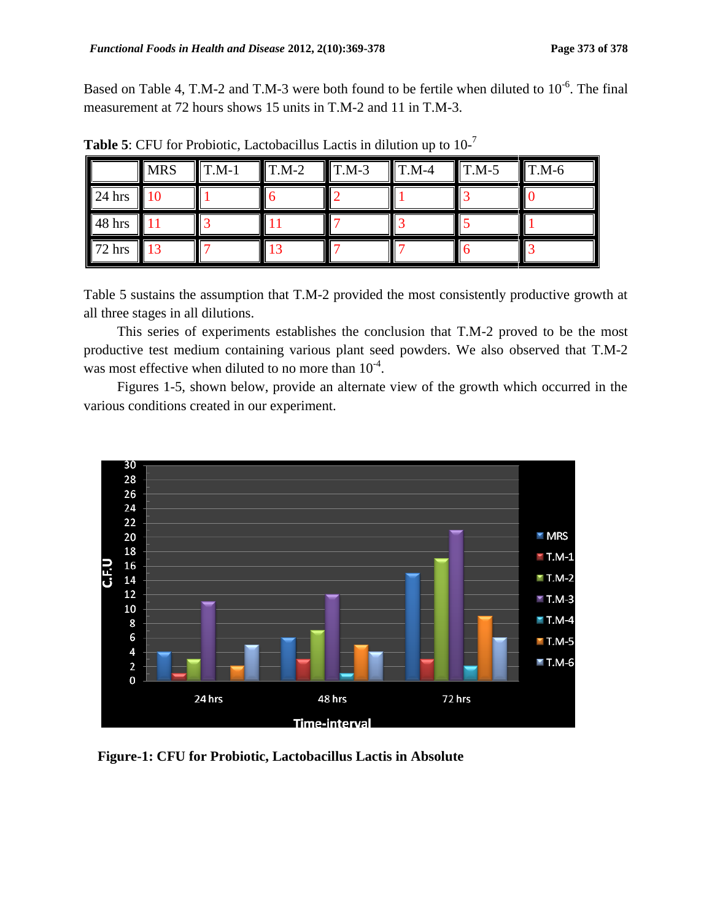Based on Table 4, T.M-2 and T.M-3 were both found to be fertile when diluted to $10^{-6}$. The final measurement at 72 hours shows 15 units in T.M-2 and 11 in T.M-3.

**Table 5**: CFU for Probiotic, Lactobacillus Lactis in dilution up to $10^{-7}$

| | MRS | T.M-1 | T.M-2 | T.M-3 | T.M-4 | T.M-5 | T.M-6 |
|---|---|---|---|---|---|---|---|
| 24 hrs | 10 | 1 | 6 | 2 | 1 | 3 | 0 |
| 48 hrs | 11 | 3 | 11 | 7 | 3 | 5 | 1 |
| 72 hrs | 13 | 7 | 13 | 7 | 7 | 6 | 3 |

Table 5 sustains the assumption that T.M-2 provided the most consistently productive growth at all three stages in all dilutions.

This series of experiments establishes the conclusion that T.M-2 proved to be the most productive test medium containing various plant seed powders. We also observed that T.M-2 was most effective when diluted to no more than $10^{-4}$.

Figures 1-5, shown below, provide an alternate view of the growth which occurred in the various conditions created in our experiment.

**Figure-1: CFU for Probiotic, Lactobacillus Lactis in Absolute**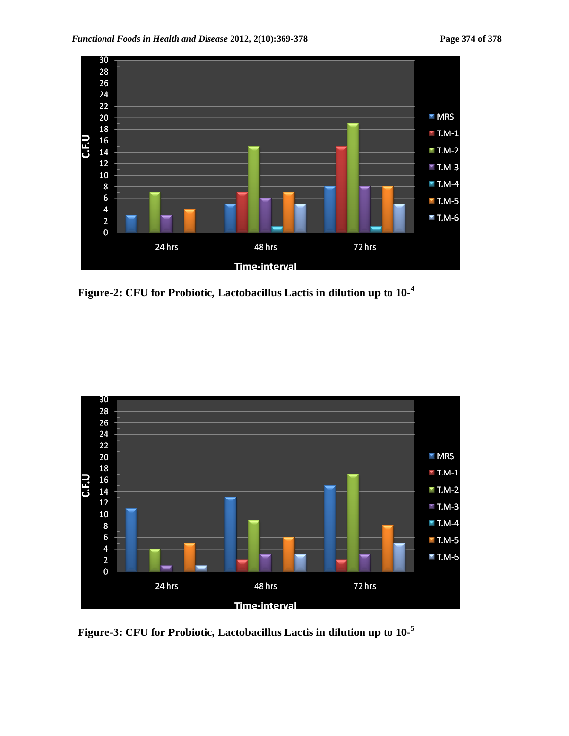Figure-2: CFU for Probiotic, Lactobacillus Lactis in dilution up to 10-$^{4}$

Figure-3: CFU for Probiotic, Lactobacillus Lactis in dilution up to 10-$^{5}$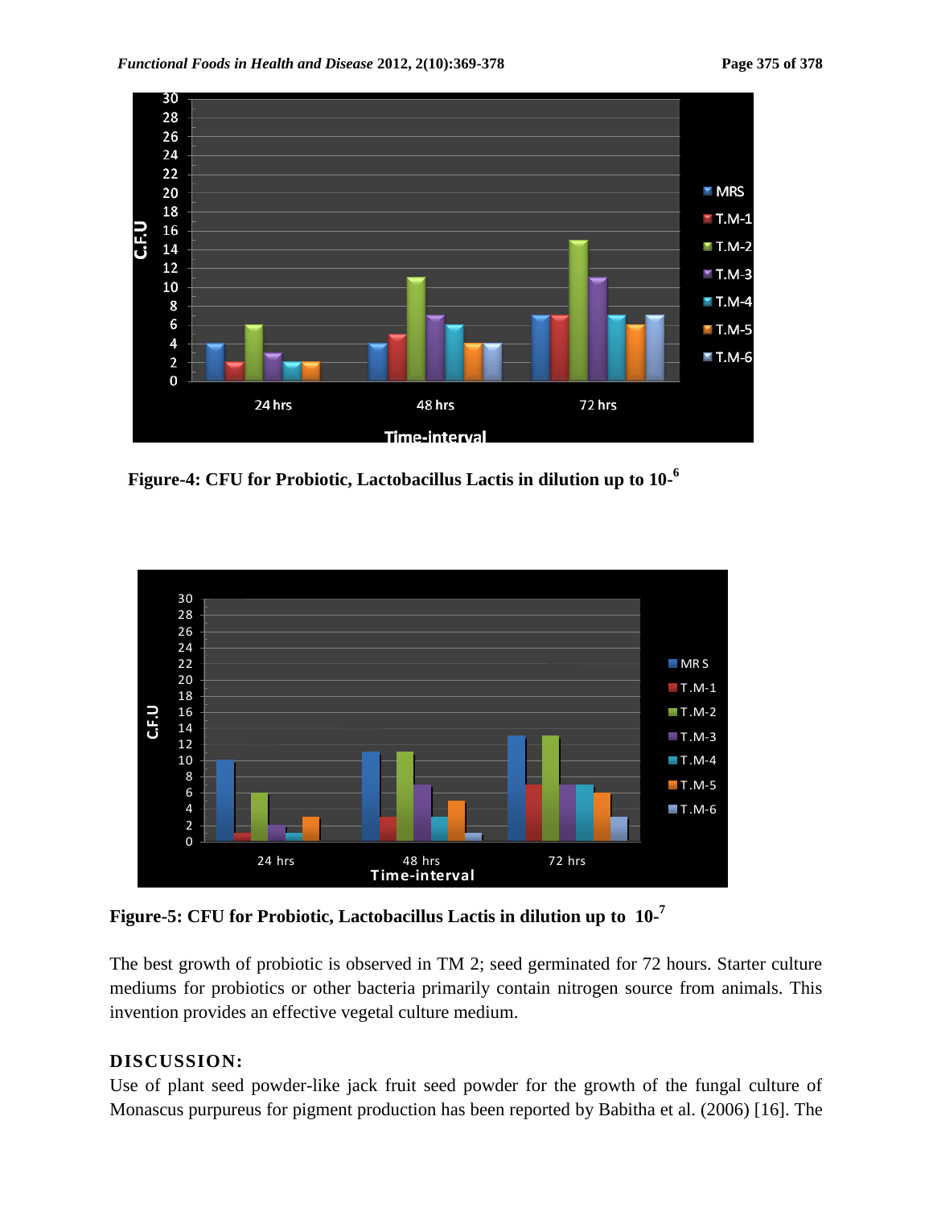Figure-4: CFU for Probiotic, Lactobacillus Lactis in dilution up to $10^{-6}$

Figure-5: CFU for Probiotic, Lactobacillus Lactis in dilution up to $10^{-7}$

The best growth of probiotic is observed in TM 2; seed germinated for 72 hours. Starter culture mediums for probiotics or other bacteria primarily contain nitrogen source from animals. This invention provides an effective vegetal culture medium.

## DISCUSSION:

Use of plant seed powder-like jack fruit seed powder for the growth of the fungal culture of Monascus purpureus for pigment production has been reported by Babitha et al. (2006) [16]. The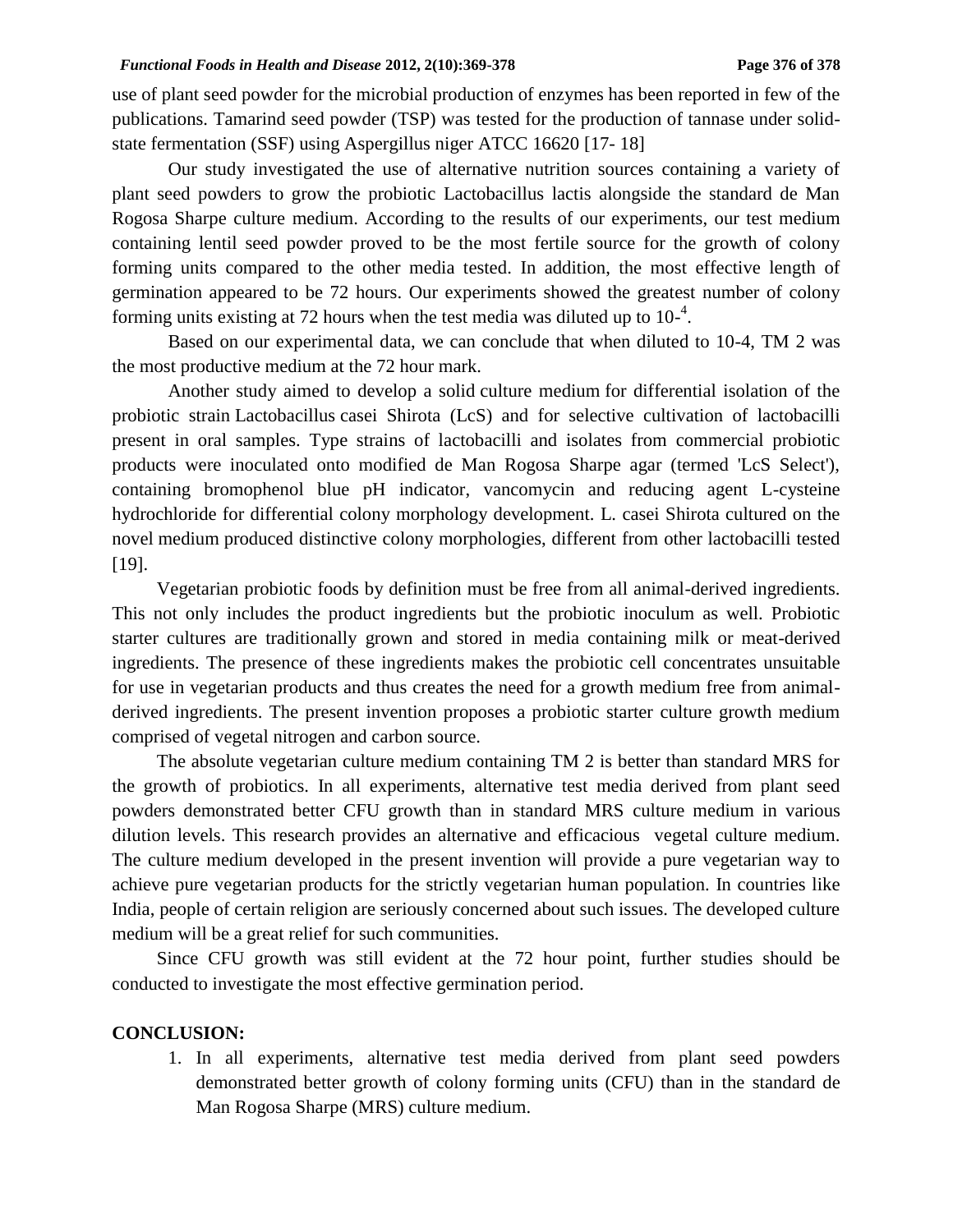use of plant seed powder for the microbial production of enzymes has been reported in few of the publications. Tamarind seed powder (TSP) was tested for the production of tannase under solid-state fermentation (SSF) using Aspergillus niger ATCC 16620 [17- 18]

Our study investigated the use of alternative nutrition sources containing a variety of plant seed powders to grow the probiotic Lactobacillus lactis alongside the standard de Man Rogosa Sharpe culture medium. According to the results of our experiments, our test medium containing lentil seed powder proved to be the most fertile source for the growth of colony forming units compared to the other media tested. In addition, the most effective length of germination appeared to be 72 hours. Our experiments showed the greatest number of colony forming units existing at 72 hours when the test media was diluted up to $10^{-4}$.

Based on our experimental data, we can conclude that when diluted to 10-4, TM 2 was the most productive medium at the 72 hour mark.

Another study aimed to develop a solid culture medium for differential isolation of the probiotic strain Lactobacillus casei Shirota (LcS) and for selective cultivation of lactobacilli present in oral samples. Type strains of lactobacilli and isolates from commercial probiotic products were inoculated onto modified de Man Rogosa Sharpe agar (termed 'LcS Select'), containing bromophenol blue pH indicator, vancomycin and reducing agent L-cysteine hydrochloride for differential colony morphology development. L. casei Shirota cultured on the novel medium produced distinctive colony morphologies, different from other lactobacilli tested [19].

Vegetarian probiotic foods by definition must be free from all animal-derived ingredients. This not only includes the product ingredients but the probiotic inoculum as well. Probiotic starter cultures are traditionally grown and stored in media containing milk or meat-derived ingredients. The presence of these ingredients makes the probiotic cell concentrates unsuitable for use in vegetarian products and thus creates the need for a growth medium free from animal-derived ingredients. The present invention proposes a probiotic starter culture growth medium comprised of vegetal nitrogen and carbon source.

The absolute vegetarian culture medium containing TM 2 is better than standard MRS for the growth of probiotics. In all experiments, alternative test media derived from plant seed powders demonstrated better CFU growth than in standard MRS culture medium in various dilution levels. This research provides an alternative and efficacious vegetal culture medium. The culture medium developed in the present invention will provide a pure vegetarian way to achieve pure vegetarian products for the strictly vegetarian human population. In countries like India, people of certain religion are seriously concerned about such issues. The developed culture medium will be a great relief for such communities.

Since CFU growth was still evident at the 72 hour point, further studies should be conducted to investigate the most effective germination period.

**CONCLUSION:**

1. In all experiments, alternative test media derived from plant seed powders demonstrated better growth of colony forming units (CFU) than in the standard de Man Rogosa Sharpe (MRS) culture medium.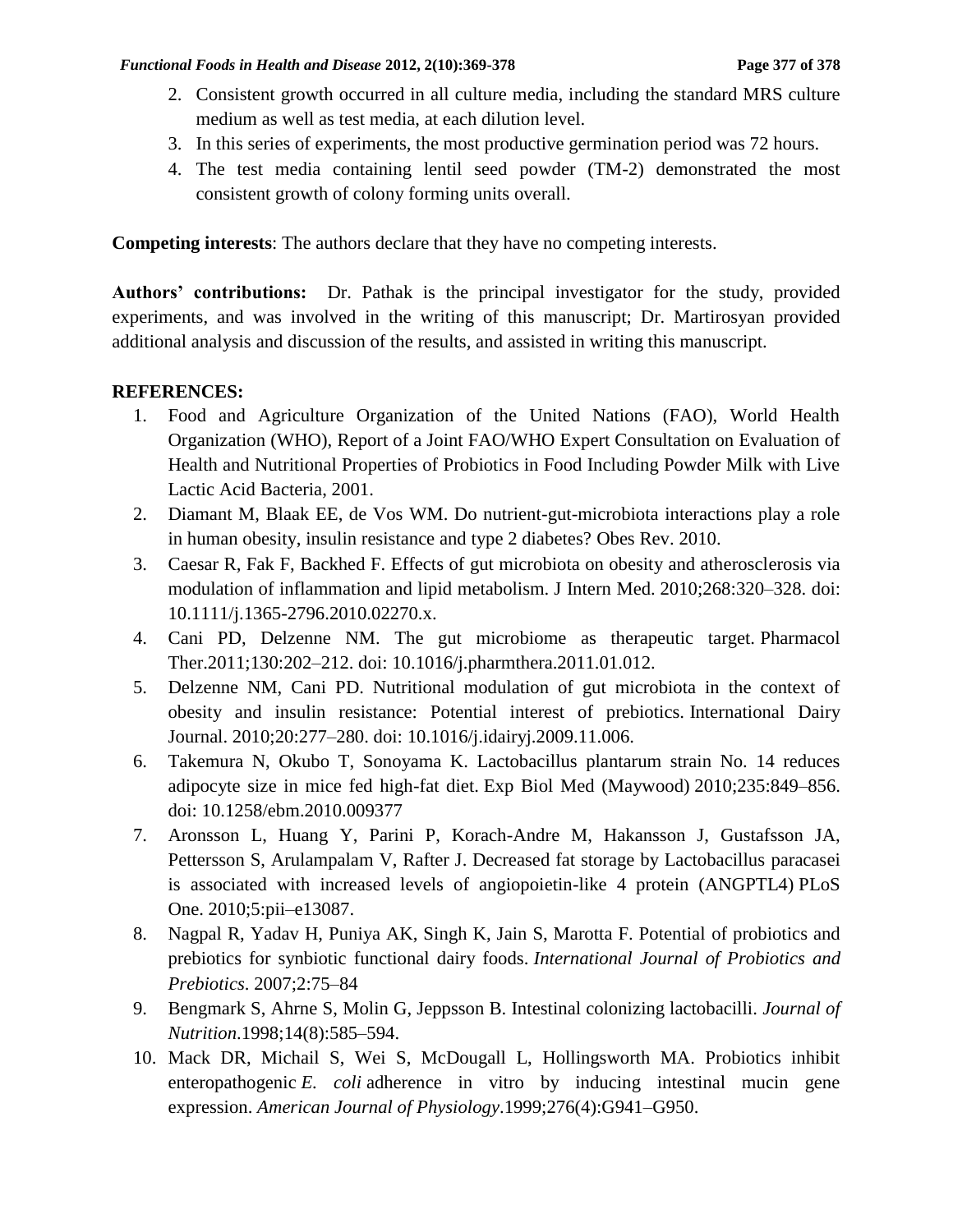2. Consistent growth occurred in all culture media, including the standard MRS culture medium as well as test media, at each dilution level.
3. In this series of experiments, the most productive germination period was 72 hours.
4. The test media containing lentil seed powder (TM-2) demonstrated the most consistent growth of colony forming units overall.

**Competing interests**: The authors declare that they have no competing interests.

**Authors' contributions:** Dr. Pathak is the principal investigator for the study, provided experiments, and was involved in the writing of this manuscript; Dr. Martirosyan provided additional analysis and discussion of the results, and assisted in writing this manuscript.

## REFERENCES:

1. Food and Agriculture Organization of the United Nations (FAO), World Health Organization (WHO), Report of a Joint FAO/WHO Expert Consultation on Evaluation of Health and Nutritional Properties of Probiotics in Food Including Powder Milk with Live Lactic Acid Bacteria, 2001.
2. Diamant M, Blaak EE, de Vos WM. Do nutrient-gut-microbiota interactions play a role in human obesity, insulin resistance and type 2 diabetes? Obes Rev. 2010.
3. Caesar R, Fak F, Backhed F. Effects of gut microbiota on obesity and atherosclerosis via modulation of inflammation and lipid metabolism. J Intern Med. 2010;268:320–328. doi: 10.1111/j.1365-2796.2010.02270.x.
4. Cani PD, Delzenne NM. The gut microbiome as therapeutic target. Pharmacol Ther.2011;130:202–212. doi: 10.1016/j.pharmthera.2011.01.012.
5. Delzenne NM, Cani PD. Nutritional modulation of gut microbiota in the context of obesity and insulin resistance: Potential interest of prebiotics. International Dairy Journal. 2010;20:277–280. doi: 10.1016/j.idairyj.2009.11.006.
6. Takemura N, Okubo T, Sonoyama K. Lactobacillus plantarum strain No. 14 reduces adipocyte size in mice fed high-fat diet. Exp Biol Med (Maywood) 2010;235:849–856. doi: 10.1258/ebm.2010.009377
7. Aronsson L, Huang Y, Parini P, Korach-Andre M, Hakansson J, Gustafsson JA, Pettersson S, Arulampalam V, Rafter J. Decreased fat storage by Lactobacillus paracasei is associated with increased levels of angiopoietin-like 4 protein (ANGPTL4) PLoS One. 2010;5:pii–e13087.
8. Nagpal R, Yadav H, Puniya AK, Singh K, Jain S, Marotta F. Potential of probiotics and prebiotics for synbiotic functional dairy foods. *International Journal of Probiotics and Prebiotics*. 2007;2:75–84
9. Bengmark S, Ahrne S, Molin G, Jeppsson B. Intestinal colonizing lactobacilli. *Journal of Nutrition*.1998;14(8):585–594.
10. Mack DR, Michail S, Wei S, McDougall L, Hollingsworth MA. Probiotics inhibit enteropathogenic *E. coli* adherence in vitro by inducing intestinal mucin gene expression. *American Journal of Physiology*.1999;276(4):G941–G950.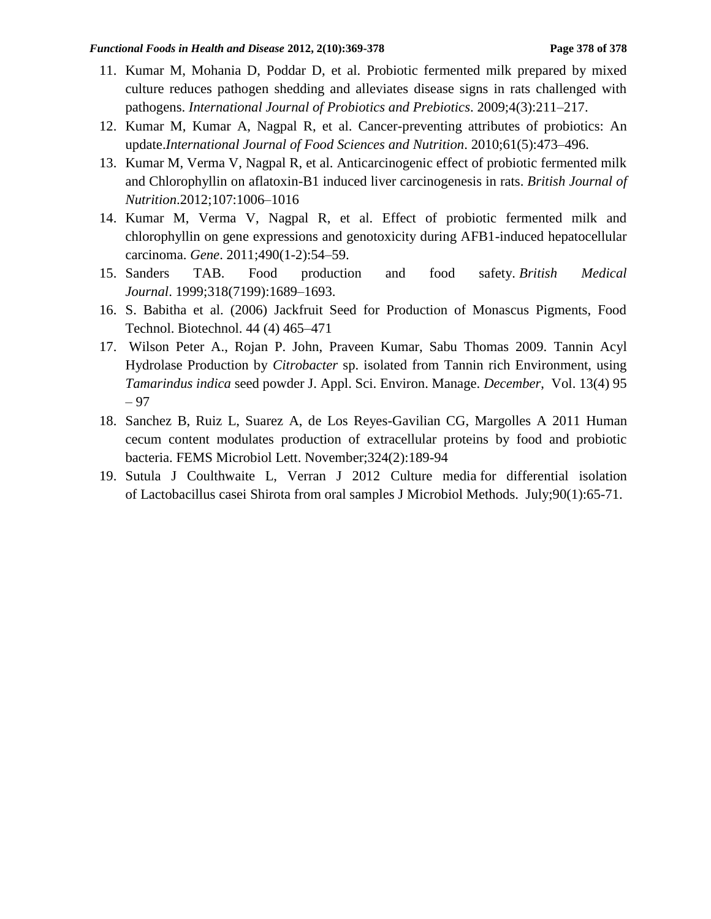11. Kumar M, Mohania D, Poddar D, et al. Probiotic fermented milk prepared by mixed culture reduces pathogen shedding and alleviates disease signs in rats challenged with pathogens. *International Journal of Probiotics and Prebiotics*. 2009;4(3):211–217.
12. Kumar M, Kumar A, Nagpal R, et al. Cancer-preventing attributes of probiotics: An update.*International Journal of Food Sciences and Nutrition*. 2010;61(5):473–496.
13. Kumar M, Verma V, Nagpal R, et al. Anticarcinogenic effect of probiotic fermented milk and Chlorophyllin on aflatoxin-B1 induced liver carcinogenesis in rats. *British Journal of Nutrition*.2012;107:1006–1016
14. Kumar M, Verma V, Nagpal R, et al. Effect of probiotic fermented milk and chlorophyllin on gene expressions and genotoxicity during AFB1-induced hepatocellular carcinoma. *Gene*. 2011;490(1-2):54–59.
15. Sanders TAB. Food production and food safety. *British Medical Journal*. 1999;318(7199):1689–1693.
16. S. Babitha et al. (2006) Jackfruit Seed for Production of Monascus Pigments, Food Technol. Biotechnol. 44 (4) 465–471
17. Wilson Peter A., Rojan P. John, Praveen Kumar, Sabu Thomas 2009. Tannin Acyl Hydrolase Production by *Citrobacter* sp. isolated from Tannin rich Environment, using *Tamarindus indica* seed powder J. Appl. Sci. Environ. Manage. *December*, Vol. 13(4) 95 – 97
18. Sanchez B, Ruiz L, Suarez A, de Los Reyes-Gavilian CG, Margolles A 2011 Human cecum content modulates production of extracellular proteins by food and probiotic bacteria. FEMS Microbiol Lett. November;324(2):189-94
19. Sutula J Coulthwaite L, Verran J 2012 Culture media for differential isolation of Lactobacillus casei Shirota from oral samples J Microbiol Methods. July;90(1):65-71.